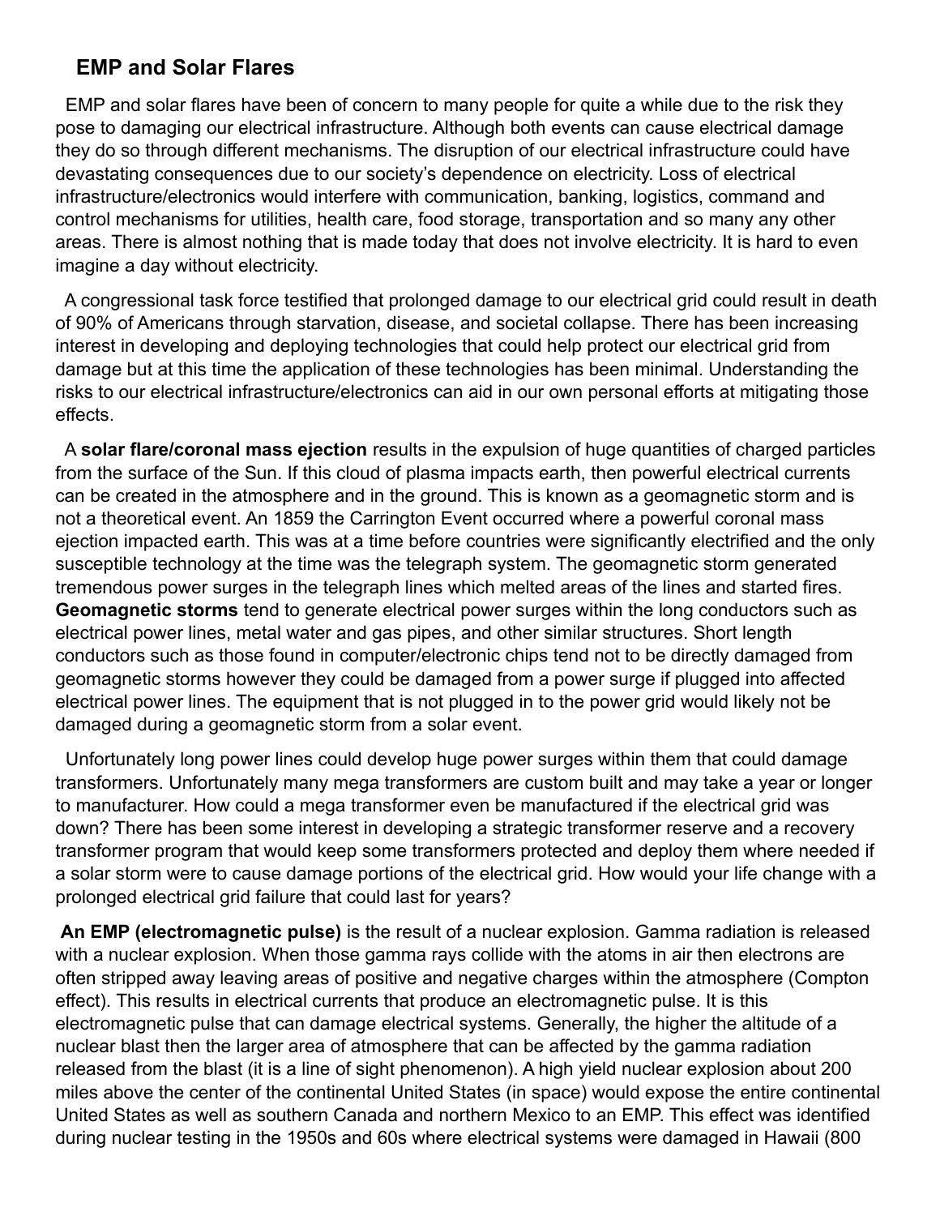## EMP and Solar Flares

EMP and solar flares have been of concern to many people for quite a while due to the risk they pose to damaging our electrical infrastructure. Although both events can cause electrical damage they do so through different mechanisms. The disruption of our electrical infrastructure could have devastating consequences due to our society's dependence on electricity. Loss of electrical infrastructure/electronics would interfere with communication, banking, logistics, command and control mechanisms for utilities, health care, food storage, transportation and so many any other areas. There is almost nothing that is made today that does not involve electricity. It is hard to even imagine a day without electricity.

A congressional task force testified that prolonged damage to our electrical grid could result in death of 90% of Americans through starvation, disease, and societal collapse. There has been increasing interest in developing and deploying technologies that could help protect our electrical grid from damage but at this time the application of these technologies has been minimal. Understanding the risks to our electrical infrastructure/electronics can aid in our own personal efforts at mitigating those effects.

A **solar flare/coronal mass ejection** results in the expulsion of huge quantities of charged particles from the surface of the Sun. If this cloud of plasma impacts earth, then powerful electrical currents can be created in the atmosphere and in the ground. This is known as a geomagnetic storm and is not a theoretical event. An 1859 the Carrington Event occurred where a powerful coronal mass ejection impacted earth. This was at a time before countries were significantly electrified and the only susceptible technology at the time was the telegraph system. The geomagnetic storm generated tremendous power surges in the telegraph lines which melted areas of the lines and started fires. **Geomagnetic storms** tend to generate electrical power surges within the long conductors such as electrical power lines, metal water and gas pipes, and other similar structures. Short length conductors such as those found in computer/electronic chips tend not to be directly damaged from geomagnetic storms however they could be damaged from a power surge if plugged into affected electrical power lines. The equipment that is not plugged in to the power grid would likely not be damaged during a geomagnetic storm from a solar event.

Unfortunately long power lines could develop huge power surges within them that could damage transformers. Unfortunately many mega transformers are custom built and may take a year or longer to manufacturer. How could a mega transformer even be manufactured if the electrical grid was down? There has been some interest in developing a strategic transformer reserve and a recovery transformer program that would keep some transformers protected and deploy them where needed if a solar storm were to cause damage portions of the electrical grid. How would your life change with a prolonged electrical grid failure that could last for years?

**An EMP (electromagnetic pulse)** is the result of a nuclear explosion. Gamma radiation is released with a nuclear explosion. When those gamma rays collide with the atoms in air then electrons are often stripped away leaving areas of positive and negative charges within the atmosphere (Compton effect). This results in electrical currents that produce an electromagnetic pulse. It is this electromagnetic pulse that can damage electrical systems. Generally, the higher the altitude of a nuclear blast then the larger area of atmosphere that can be affected by the gamma radiation released from the blast (it is a line of sight phenomenon). A high yield nuclear explosion about 200 miles above the center of the continental United States (in space) would expose the entire continental United States as well as southern Canada and northern Mexico to an EMP. This effect was identified during nuclear testing in the 1950s and 60s where electrical systems were damaged in Hawaii (800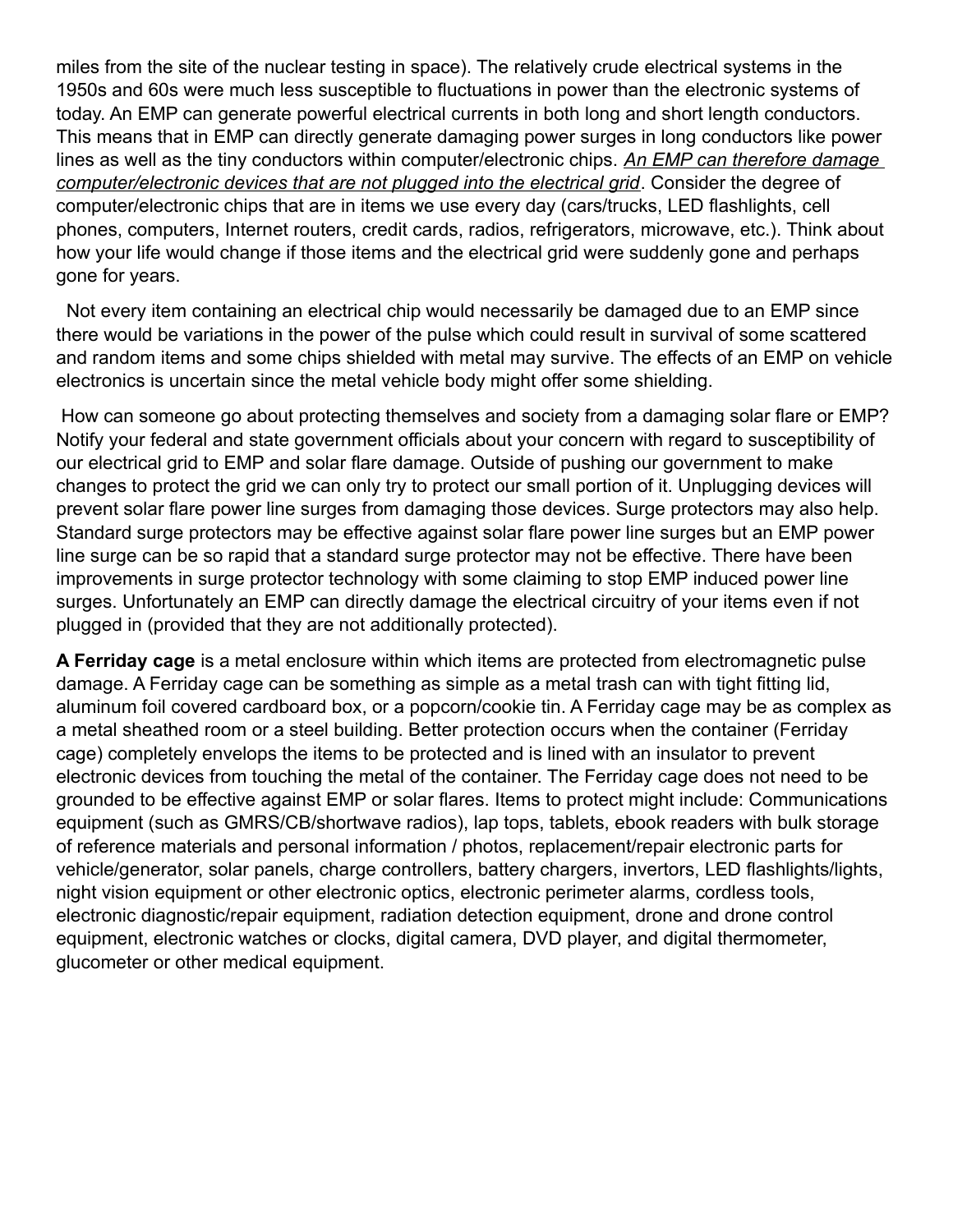miles from the site of the nuclear testing in space). The relatively crude electrical systems in the 1950s and 60s were much less susceptible to fluctuations in power than the electronic systems of today. An EMP can generate powerful electrical currents in both long and short length conductors. This means that in EMP can directly generate damaging power surges in long conductors like power lines as well as the tiny conductors within computer/electronic chips. *An EMP can therefore damage computer/electronic devices that are not plugged into the electrical grid*. Consider the degree of computer/electronic chips that are in items we use every day (cars/trucks, LED flashlights, cell phones, computers, Internet routers, credit cards, radios, refrigerators, microwave, etc.). Think about how your life would change if those items and the electrical grid were suddenly gone and perhaps gone for years.

Not every item containing an electrical chip would necessarily be damaged due to an EMP since there would be variations in the power of the pulse which could result in survival of some scattered and random items and some chips shielded with metal may survive. The effects of an EMP on vehicle electronics is uncertain since the metal vehicle body might offer some shielding.

How can someone go about protecting themselves and society from a damaging solar flare or EMP? Notify your federal and state government officials about your concern with regard to susceptibility of our electrical grid to EMP and solar flare damage. Outside of pushing our government to make changes to protect the grid we can only try to protect our small portion of it. Unplugging devices will prevent solar flare power line surges from damaging those devices. Surge protectors may also help. Standard surge protectors may be effective against solar flare power line surges but an EMP power line surge can be so rapid that a standard surge protector may not be effective. There have been improvements in surge protector technology with some claiming to stop EMP induced power line surges. Unfortunately an EMP can directly damage the electrical circuitry of your items even if not plugged in (provided that they are not additionally protected).

**A Ferriday cage** is a metal enclosure within which items are protected from electromagnetic pulse damage. A Ferriday cage can be something as simple as a metal trash can with tight fitting lid, aluminum foil covered cardboard box, or a popcorn/cookie tin. A Ferriday cage may be as complex as a metal sheathed room or a steel building. Better protection occurs when the container (Ferriday cage) completely envelops the items to be protected and is lined with an insulator to prevent electronic devices from touching the metal of the container. The Ferriday cage does not need to be grounded to be effective against EMP or solar flares. Items to protect might include: Communications equipment (such as GMRS/CB/shortwave radios), lap tops, tablets, ebook readers with bulk storage of reference materials and personal information / photos, replacement/repair electronic parts for vehicle/generator, solar panels, charge controllers, battery chargers, invertors, LED flashlights/lights, night vision equipment or other electronic optics, electronic perimeter alarms, cordless tools, electronic diagnostic/repair equipment, radiation detection equipment, drone and drone control equipment, electronic watches or clocks, digital camera, DVD player, and digital thermometer, glucometer or other medical equipment.